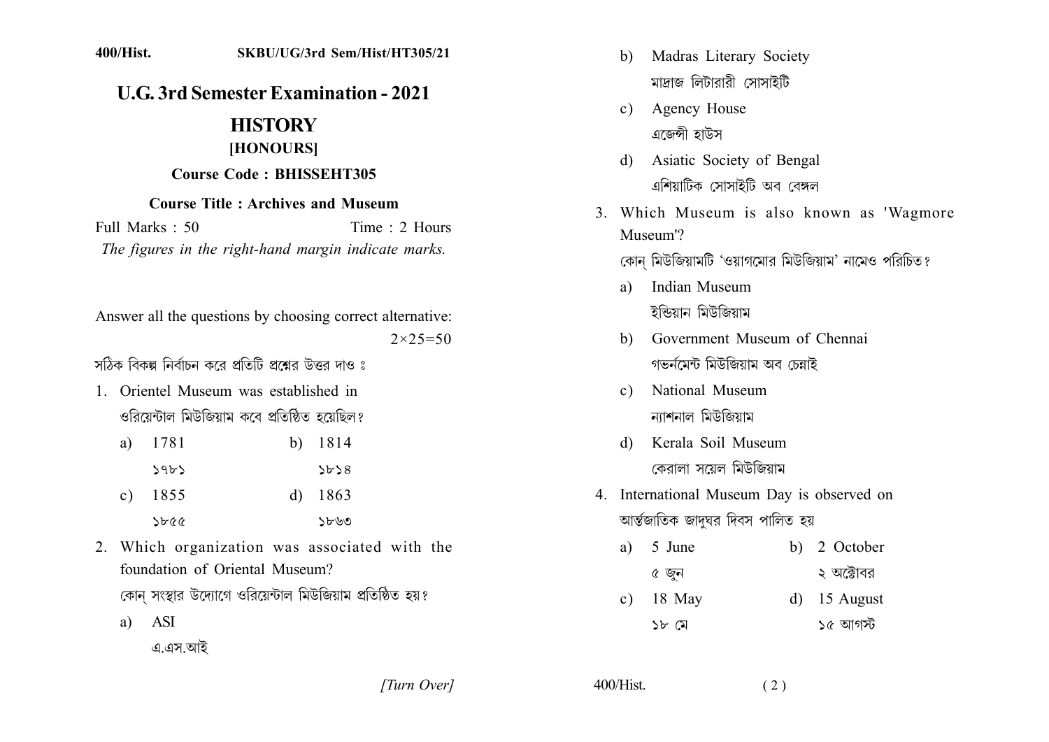400/Hist. SKBU/UG/3rd Sem/Hist/HT305/21

# U.G. 3rd Semester Examination - 2021

## HISTORY

### [HONOURS]

**Course Code : BHISSEHT305**

**Course Title : Archives and Museum**

Full Marks : 50 Time : 2 Hours

*The figures in the right-hand margin indicate marks.*

Answer all the questions by choosing correct alternative: 2×25=50

সঠিক বিকল্প নির্বাচন করে প্রতিটি প্রশ্নের উত্তর দাও ঃ

1. Orientel Museum was established in
   ওরিয়েন্টাল মিউজিয়াম কবে প্রতিষ্ঠিত হয়েছিল?
   a) 1781
      ১৭৮১
   b) 1814
      ১৮১৪
   c) 1855
      ১৮৫৫
   d) 1863
      ১৮৬৩

2. Which organization was associated with the foundation of Oriental Museum?
   কোন্ সংস্থার উদ্যোগে ওরিয়েন্টাল মিউজিয়াম প্রতিষ্ঠিত হয়?
   a) ASI
      এ.এস.আই
   b) Madras Literary Society
      মাদ্রাজ লিটারারী সোসাইটি
   c) Agency House
      এজেন্সী হাউস
   d) Asiatic Society of Bengal
      এশিয়াটিক সোসাইটি অব বেঙ্গল

3. Which Museum is also known as 'Wagmore Museum'?
   কোন্ মিউজিয়ামটি 'ওয়াগমোর মিউজিয়াম' নামেও পরিচিত?
   a) Indian Museum
      ইন্ডিয়ান মিউজিয়াম
   b) Government Museum of Chennai
      গভর্নমেন্ট মিউজিয়াম অব চেন্নাই
   c) National Museum
      ন্যাশনাল মিউজিয়াম
   d) Kerala Soil Museum
      কেরালা সয়েল মিউজিয়াম

4. International Museum Day is observed on
   আর্ন্তজাতিক জাদুঘর দিবস পালিত হয়
   a) 5 June
      ৫ জুন
   b) 2 October
      ২ অক্টোবর
   c) 18 May
      ১৮ মে
   d) 15 August
      ১৫ আগস্ট

[Turn Over]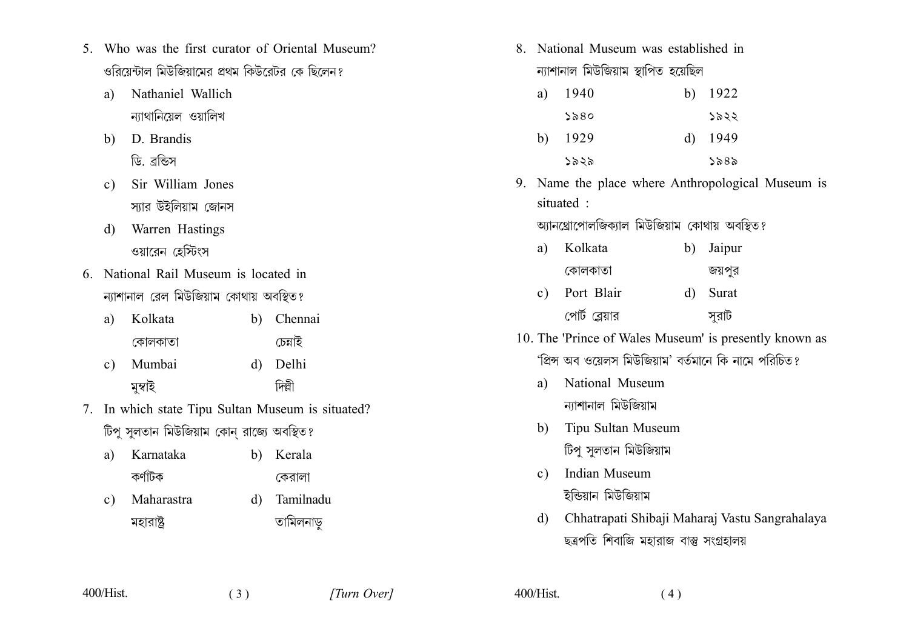5. Who was the first curator of Oriental Museum?
   ওরিয়েন্টাল মিউজিয়ামের প্রথম কিউরেটর কে ছিলেন?
   a) Nathaniel Wallich
      ন্যাথানিয়েল ওয়ালিখ
   b) D. Brandis
      ডি. ব্রন্ডিস
   c) Sir William Jones
      স্যার উইলিয়াম জোনস
   d) Warren Hastings
      ওয়ারেন হেস্টিংস

6. National Rail Museum is located in
   ন্যাশানাল রেল মিউজিয়াম কোথায় অবস্থিত?
   a) Kolkata
      কোলকাতা
   b) Chennai
      চেন্নাই
   c) Mumbai
      মুম্বাই
   d) Delhi
      দিল্লী

7. In which state Tipu Sultan Museum is situated?
   টিপু সুলতান মিউজিয়াম কোন্ রাজ্যে অবস্থিত?
   a) Karnataka
      কর্ণাটক
   b) Kerala
      কেরালা
   c) Maharastra
      মহারাষ্ট্র
   d) Tamilnadu
      তামিলনাড়ু

8. National Museum was established in
   ন্যাশানাল মিউজিয়াম স্থাপিত হয়েছিল
   a) 1940
      ১৯৪০
   b) 1922
      ১৯২২
   b) 1929
      ১৯২৯
   d) 1949
      ১৯৪৯

9. Name the place where Anthropological Museum is situated :
   অ্যানথ্রোপোলজিক্যাল মিউজিয়াম কোথায় অবস্থিত?
   a) Kolkata
      কোলকাতা
   b) Jaipur
      জয়পুর
   c) Port Blair
      পোর্ট ব্লেয়ার
   d) Surat
      সুরাট

10. The 'Prince of Wales Museum' is presently known as
    'প্রিন্স অব ওয়েলস মিউজিয়াম' বর্তমানে কি নামে পরিচিত?
    a) National Museum
       ন্যাশানাল মিউজিয়াম
    b) Tipu Sultan Museum
       টিপু সুলতান মিউজিয়াম
    c) Indian Museum
       ইন্ডিয়ান মিউজিয়াম
    d) Chhatrapati Shibaji Maharaj Vastu Sangrahalaya
       ছত্রপতি শিবাজি মহারাজ বাস্তু সংগ্রহালয়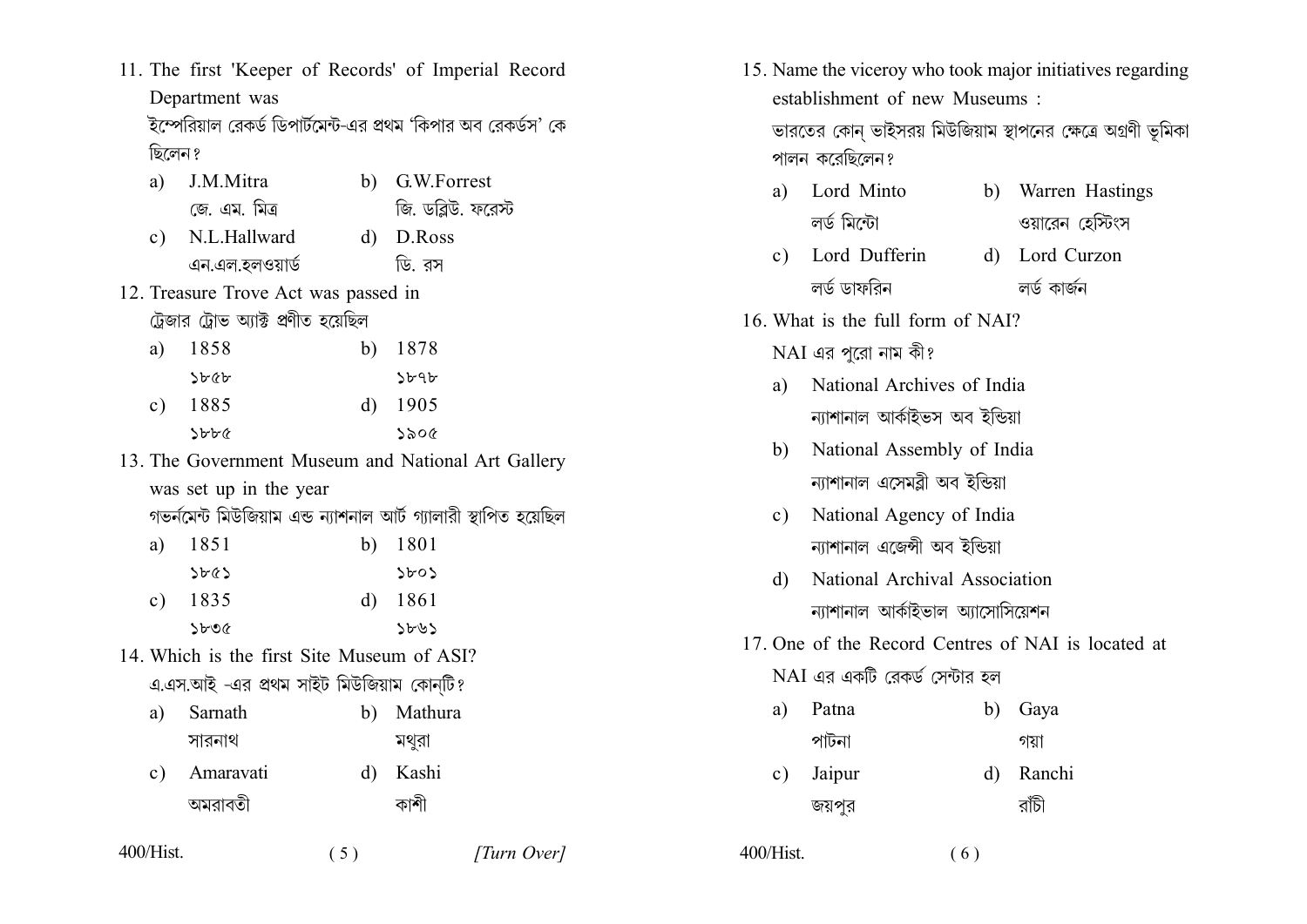11. The first 'Keeper of Records' of Imperial Record Department was

ইম্পেরিয়াল রেকর্ড ডিপার্টমেন্ট-এর প্রথম 'কিপার অব রেকর্ডস' কে ছিলেন?

a) J.M.Mitra
জে. এম. মিত্র

b) G.W.Forrest
জি. ডব্লিউ. ফরেস্ট

c) N.L.Hallward
এন.এল.হলওয়ার্ড

d) D.Ross
ডি. রস

12. Treasure Trove Act was passed in

ট্রেজার ট্রোভ অ্যাক্ট প্রণীত হয়েছিল

a) 1858
১৮৫৮

b) 1878
১৮৭৮

c) 1885
১৮৮৫

d) 1905
১৯০৫

13. The Government Museum and National Art Gallery was set up in the year

গভর্নমেন্ট মিউজিয়াম এন্ড ন্যাশনাল আর্ট গ্যালারী স্থাপিত হয়েছিল

a) 1851
১৮৫১

b) 1801
১৮০১

c) 1835
১৮৩৫

d) 1861
১৮৬১

14. Which is the first Site Museum of ASI?

এ.এস.আই -এর প্রথম সাইট মিউজিয়াম কোন্‌টি?

a) Sarnath
সারনাথ

b) Mathura
মথুরা

c) Amaravati
অমরাবতী

d) Kashi
কাশী

15. Name the viceroy who took major initiatives regarding establishment of new Museums :

ভারতের কোন্ ভাইসরয় মিউজিয়াম স্থাপনের ক্ষেত্রে অগ্রণী ভূমিকা পালন করেছিলেন?

a) Lord Minto
লর্ড মিন্টো

b) Warren Hastings
ওয়ারেন হেস্টিংস

c) Lord Dufferin
লর্ড ডাফরিন

d) Lord Curzon
লর্ড কার্জন

16. What is the full form of NAI?

NAI এর পুরো নাম কী?

a) National Archives of India
ন্যাশনাল আর্কাইভস অব ইন্ডিয়া

b) National Assembly of India
ন্যাশনাল এসেমব্লী অব ইন্ডিয়া

c) National Agency of India
ন্যাশনাল এজেন্সী অব ইন্ডিয়া

d) National Archival Association
ন্যাশনাল আর্কাইভাল অ্যাসোসিয়েশন

17. One of the Record Centres of NAI is located at

NAI এর একটি রেকর্ড সেন্টার হল

a) Patna
পাটনা

b) Gaya
গয়া

c) Jaipur
জয়পুর

d) Ranchi
রাঁচী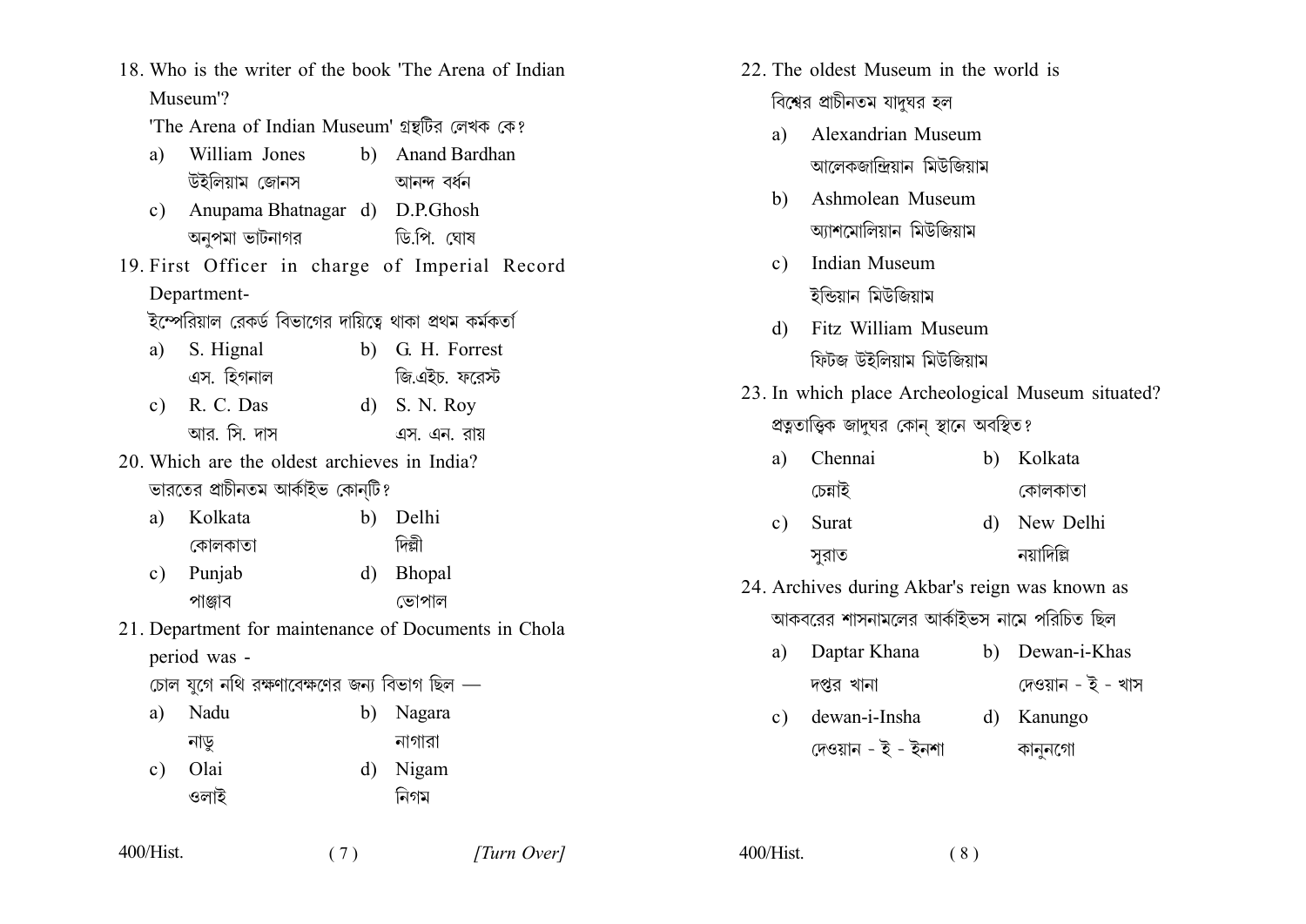18. Who is the writer of the book 'The Arena of Indian Museum'?

'The Arena of Indian Museum' গ্রন্থটির লেখক কে?

a) William Jones
উইলিয়াম জোনস

b) Anand Bardhan
আনন্দ বর্ধন

c) Anupama Bhatnagar
অনুপমা ভাটনাগর

d) D.P.Ghosh
ডি.পি. ঘোষ

19. First Officer in charge of Imperial Record Department-

ইম্পেরিয়াল রেকর্ড বিভাগের দায়িত্বে থাকা প্রথম কর্মকর্তা

a) S. Hignal
এস. হিগনাল

b) G. H. Forrest
জি.এইচ. ফরেস্ট

c) R. C. Das
আর. সি. দাস

d) S. N. Roy
এস. এন. রায়

20. Which are the oldest archieves in India?

ভারতের প্রাচীনতম আর্কাইভ কোন্‌টি?

a) Kolkata
কোলকাতা

b) Delhi
দিল্লী

c) Punjab
পাঞ্জাব

d) Bhopal
ভোপাল

21. Department for maintenance of Documents in Chola period was -

চোল যুগে নথি রক্ষণাবেক্ষণের জন্য বিভাগ ছিল —

a) Nadu
নাড়ু

b) Nagara
নাগারা

c) Olai
ওলাই

d) Nigam
নিগম

22. The oldest Museum in the world is

বিশ্বের প্রাচীনতম যাদুঘর হল

a) Alexandrian Museum
আলেকজান্দ্রিয়ান মিউজিয়াম

b) Ashmolean Museum
অ্যাশমোলিয়ান মিউজিয়াম

c) Indian Museum
ইন্ডিয়ান মিউজিয়াম

d) Fitz William Museum
ফিটজ উইলিয়াম মিউজিয়াম

23. In which place Archeological Museum situated?

প্রত্নতাত্ত্বিক জাদুঘর কোন্‌ স্থানে অবস্থিত?

a) Chennai
চেন্নাই

b) Kolkata
কোলকাতা

c) Surat
সুরাত

d) New Delhi
নয়াদিল্লি

24. Archives during Akbar's reign was known as

আকবরের শাসনামলের আর্কাইভস নামে পরিচিত ছিল

a) Daptar Khana
দপ্তর খানা

b) Dewan-i-Khas
দেওয়ান - ই - খাস

c) dewan-i-Insha
দেওয়ান - ই - ইনশা

d) Kanungo
কানুনগো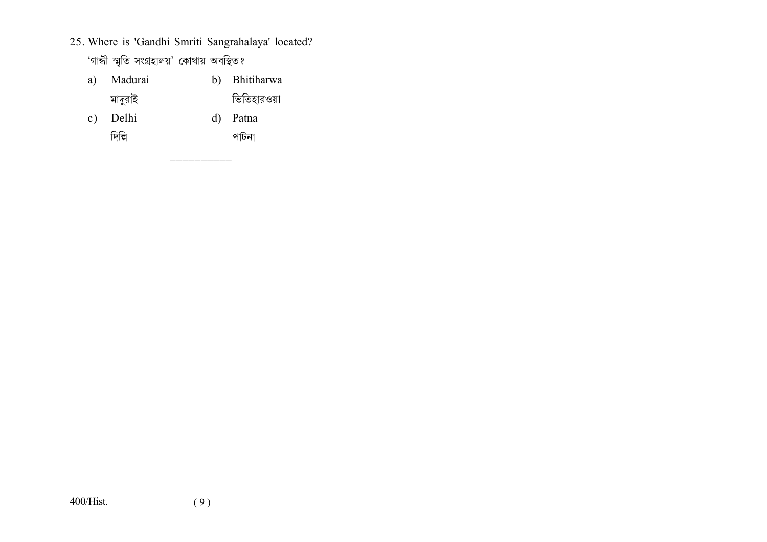25. Where is 'Gandhi Smriti Sangrahalaya' located?

‘গান্ধী স্মৃতি সংগ্রহালয়’ কোথায় অবস্থিত?

a) Madurai
মাদুরাই

b) Bhitiharwa
ভিতিহারওয়া

c) Delhi
দিল্লি

d) Patna
পাটনা

———————